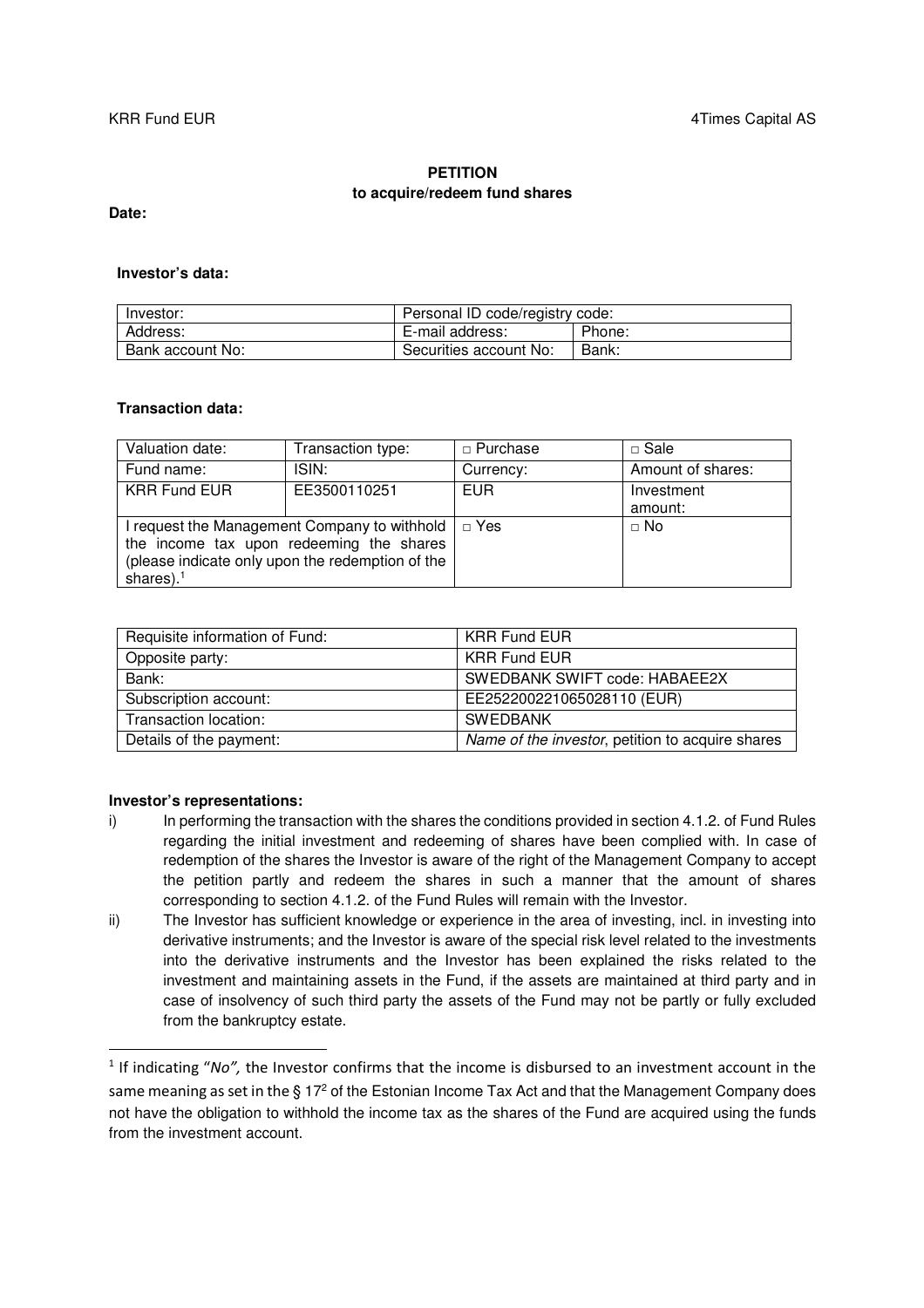KRR Fund EUR 4Times Capital AS

**PETITION**
**to acquire/redeem fund shares**

**Date:**

**Investor's data:**

| Investor: | Personal ID code/registry code: | |
|---|---|---|
| Address: | E-mail address: | Phone: |
| Bank account No: | Securities account No: | Bank: |

**Transaction data:**

| Valuation date: | Transaction type: | □ Purchase | □ Sale |
|---|---|---|---|
| Fund name: | ISIN: | Currency: | Amount of shares: |
| KRR Fund EUR | EE3500110251 | EUR | Investment amount: |
| I request the Management Company to withhold the income tax upon redeeming the shares (please indicate only upon the redemption of the shares).[1] | | □ Yes | □ No |

| Requisite information of Fund: | KRR Fund EUR |
|---|---|
| Opposite party: | KRR Fund EUR |
| Bank: | SWEDBANK SWIFT code: HABAEE2X |
| Subscription account: | EE252200221065028110 (EUR) |
| Transaction location: | SWEDBANK |
| Details of the payment: | *Name of the investor*, petition to acquire shares |

**Investor's representations:**

i) In performing the transaction with the shares the conditions provided in section 4.1.2. of Fund Rules regarding the initial investment and redeeming of shares have been complied with. In case of redemption of the shares the Investor is aware of the right of the Management Company to accept the petition partly and redeem the shares in such a manner that the amount of shares corresponding to section 4.1.2. of the Fund Rules will remain with the Investor.

ii) The Investor has sufficient knowledge or experience in the area of investing, incl. in investing into derivative instruments; and the Investor is aware of the special risk level related to the investments into the derivative instruments and the Investor has been explained the risks related to the investment and maintaining assets in the Fund, if the assets are maintained at third party and in case of insolvency of such third party the assets of the Fund may not be partly or fully excluded from the bankruptcy estate.

---

[1] If indicating "*No*", the Investor confirms that the income is disbursed to an investment account in the same meaning as set in the § 17[2] of the Estonian Income Tax Act and that the Management Company does not have the obligation to withhold the income tax as the shares of the Fund are acquired using the funds from the investment account.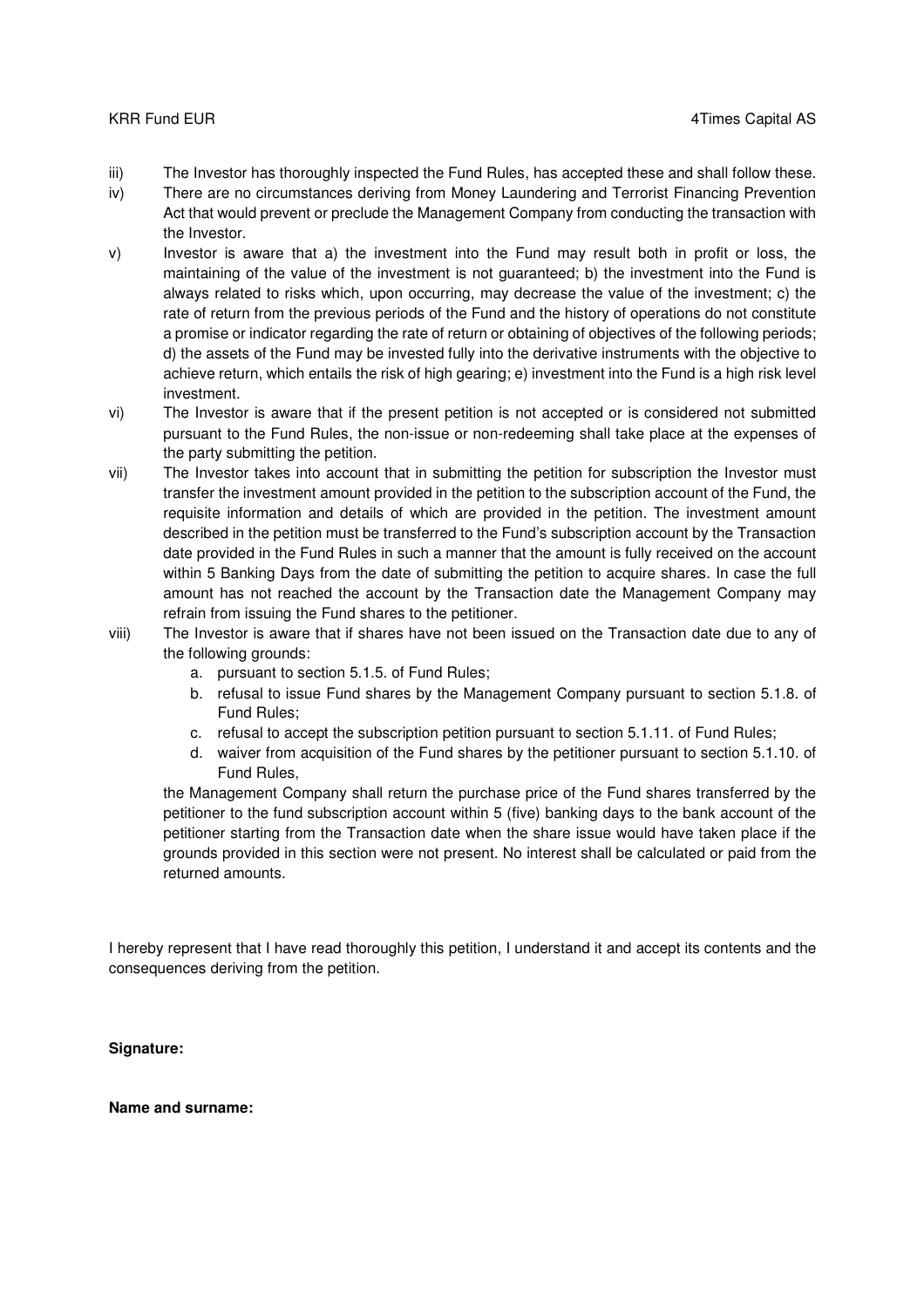iii) The Investor has thoroughly inspected the Fund Rules, has accepted these and shall follow these.

iv) There are no circumstances deriving from Money Laundering and Terrorist Financing Prevention Act that would prevent or preclude the Management Company from conducting the transaction with the Investor.

v) Investor is aware that a) the investment into the Fund may result both in profit or loss, the maintaining of the value of the investment is not guaranteed; b) the investment into the Fund is always related to risks which, upon occurring, may decrease the value of the investment; c) the rate of return from the previous periods of the Fund and the history of operations do not constitute a promise or indicator regarding the rate of return or obtaining of objectives of the following periods; d) the assets of the Fund may be invested fully into the derivative instruments with the objective to achieve return, which entails the risk of high gearing; e) investment into the Fund is a high risk level investment.

vi) The Investor is aware that if the present petition is not accepted or is considered not submitted pursuant to the Fund Rules, the non-issue or non-redeeming shall take place at the expenses of the party submitting the petition.

vii) The Investor takes into account that in submitting the petition for subscription the Investor must transfer the investment amount provided in the petition to the subscription account of the Fund, the requisite information and details of which are provided in the petition. The investment amount described in the petition must be transferred to the Fund's subscription account by the Transaction date provided in the Fund Rules in such a manner that the amount is fully received on the account within 5 Banking Days from the date of submitting the petition to acquire shares. In case the full amount has not reached the account by the Transaction date the Management Company may refrain from issuing the Fund shares to the petitioner.

viii) The Investor is aware that if shares have not been issued on the Transaction date due to any of the following grounds:

   a. pursuant to section 5.1.5. of Fund Rules;
   b. refusal to issue Fund shares by the Management Company pursuant to section 5.1.8. of Fund Rules;
   c. refusal to accept the subscription petition pursuant to section 5.1.11. of Fund Rules;
   d. waiver from acquisition of the Fund shares by the petitioner pursuant to section 5.1.10. of Fund Rules,

   the Management Company shall return the purchase price of the Fund shares transferred by the petitioner to the fund subscription account within 5 (five) banking days to the bank account of the petitioner starting from the Transaction date when the share issue would have taken place if the grounds provided in this section were not present. No interest shall be calculated or paid from the returned amounts.

I hereby represent that I have read thoroughly this petition, I understand it and accept its contents and the consequences deriving from the petition.

**Signature:**

**Name and surname:**